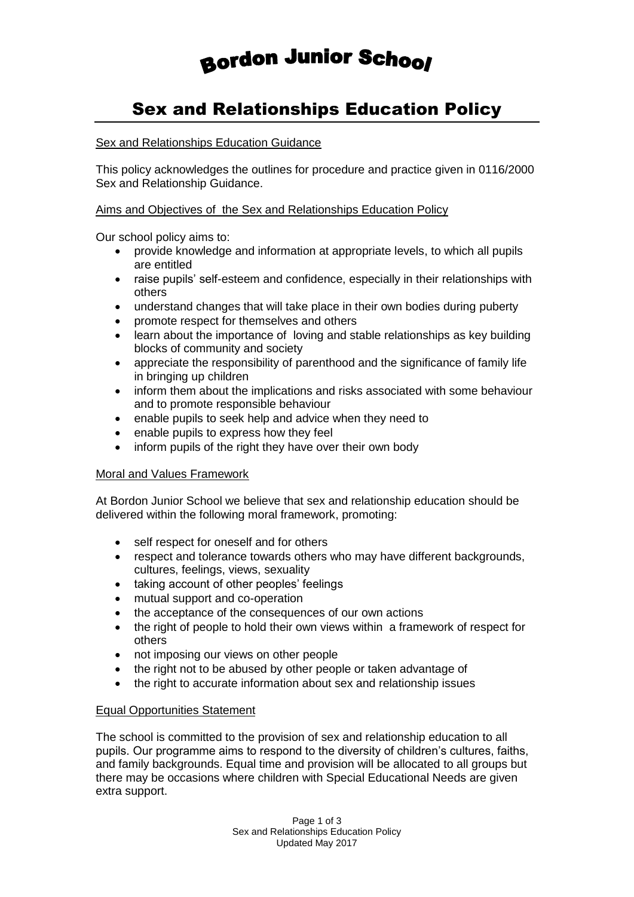# Bordon Junior School

## Sex and Relationships Education Policy

### Sex and Relationships Education Guidance

This policy acknowledges the outlines for procedure and practice given in 0116/2000 Sex and Relationship Guidance.

### Aims and Objectives of the Sex and Relationships Education Policy

Our school policy aims to:

- provide knowledge and information at appropriate levels, to which all pupils are entitled
- raise pupils' self-esteem and confidence, especially in their relationships with others
- understand changes that will take place in their own bodies during puberty
- promote respect for themselves and others
- learn about the importance of loving and stable relationships as key building blocks of community and society
- appreciate the responsibility of parenthood and the significance of family life in bringing up children
- inform them about the implications and risks associated with some behaviour and to promote responsible behaviour
- enable pupils to seek help and advice when they need to
- enable pupils to express how they feel
- inform pupils of the right they have over their own body

### Moral and Values Framework

At Bordon Junior School we believe that sex and relationship education should be delivered within the following moral framework, promoting:

- self respect for oneself and for others
- respect and tolerance towards others who may have different backgrounds, cultures, feelings, views, sexuality
- taking account of other peoples' feelings
- mutual support and co-operation
- the acceptance of the consequences of our own actions
- the right of people to hold their own views within a framework of respect for others
- not imposing our views on other people
- the right not to be abused by other people or taken advantage of
- the right to accurate information about sex and relationship issues

### Equal Opportunities Statement

The school is committed to the provision of sex and relationship education to all pupils. Our programme aims to respond to the diversity of children's cultures, faiths, and family backgrounds. Equal time and provision will be allocated to all groups but there may be occasions where children with Special Educational Needs are given extra support.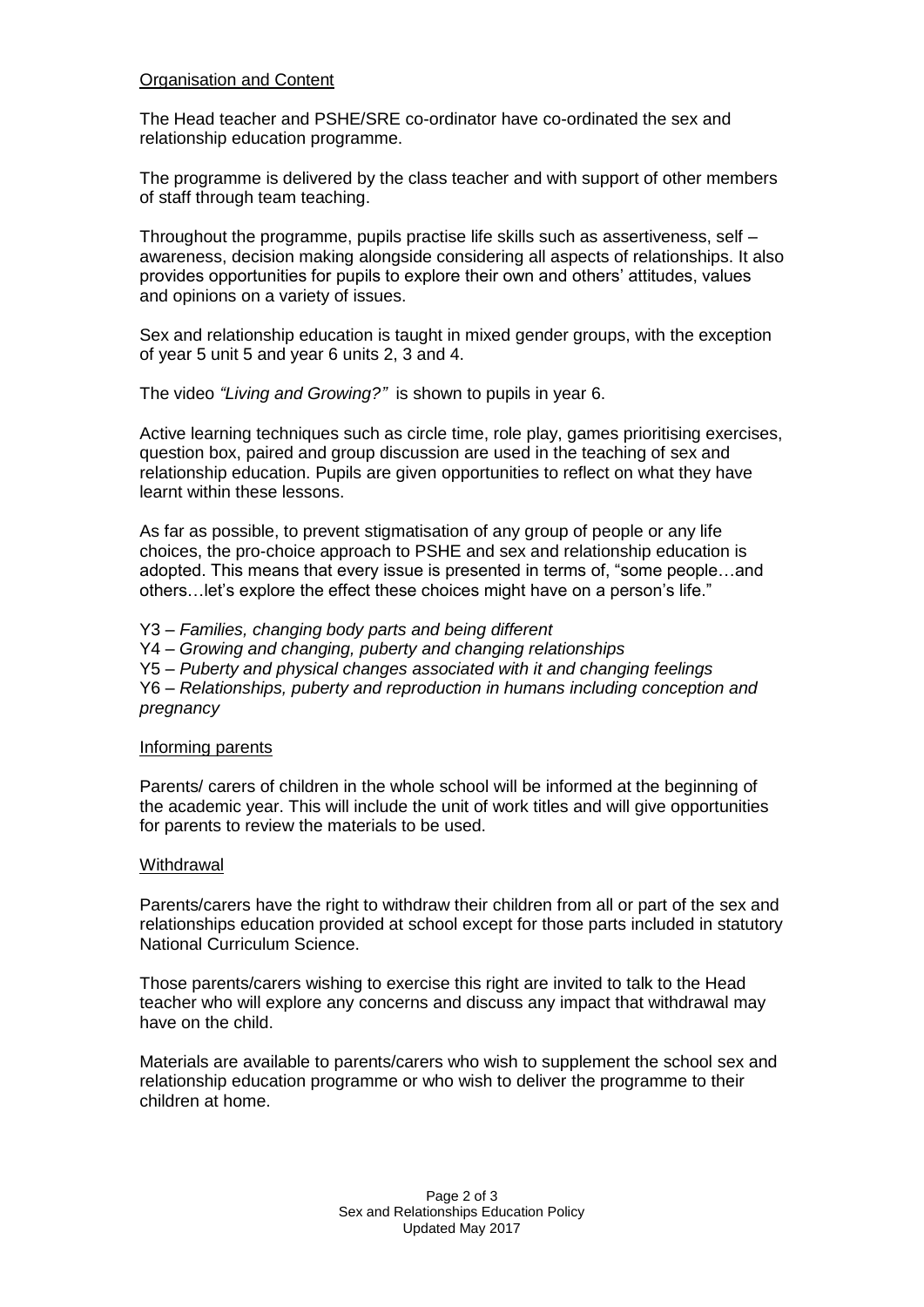## Organisation and Content

The Head teacher and PSHE/SRE co-ordinator have co-ordinated the sex and relationship education programme.

The programme is delivered by the class teacher and with support of other members of staff through team teaching.

Throughout the programme, pupils practise life skills such as assertiveness, self – awareness, decision making alongside considering all aspects of relationships. It also provides opportunities for pupils to explore their own and others' attitudes, values and opinions on a variety of issues.

Sex and relationship education is taught in mixed gender groups, with the exception of year 5 unit 5 and year 6 units 2, 3 and 4.

The video *"Living and Growing?"* is shown to pupils in year 6.

Active learning techniques such as circle time, role play, games prioritising exercises, question box, paired and group discussion are used in the teaching of sex and relationship education. Pupils are given opportunities to reflect on what they have learnt within these lessons.

As far as possible, to prevent stigmatisation of any group of people or any life choices, the pro-choice approach to PSHE and sex and relationship education is adopted. This means that every issue is presented in terms of, "some people…and others…let's explore the effect these choices might have on a person's life."

Y3 – *Families, changing body parts and being different*
Y4 – *Growing and changing, puberty and changing relationships*
Y5 – *Puberty and physical changes associated with it and changing feelings*
Y6 – *Relationships, puberty and reproduction in humans including conception and pregnancy*

## Informing parents

Parents/ carers of children in the whole school will be informed at the beginning of the academic year. This will include the unit of work titles and will give opportunities for parents to review the materials to be used.

## Withdrawal

Parents/carers have the right to withdraw their children from all or part of the sex and relationships education provided at school except for those parts included in statutory National Curriculum Science.

Those parents/carers wishing to exercise this right are invited to talk to the Head teacher who will explore any concerns and discuss any impact that withdrawal may have on the child.

Materials are available to parents/carers who wish to supplement the school sex and relationship education programme or who wish to deliver the programme to their children at home.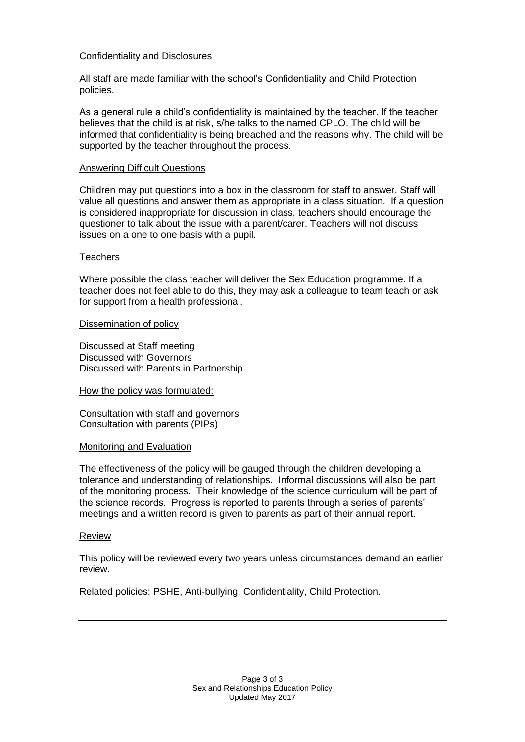## Confidentiality and Disclosures

All staff are made familiar with the school's Confidentiality and Child Protection policies.

As a general rule a child's confidentiality is maintained by the teacher. If the teacher believes that the child is at risk, s/he talks to the named CPLO. The child will be informed that confidentiality is being breached and the reasons why. The child will be supported by the teacher throughout the process.

## Answering Difficult Questions

Children may put questions into a box in the classroom for staff to answer. Staff will value all questions and answer them as appropriate in a class situation. If a question is considered inappropriate for discussion in class, teachers should encourage the questioner to talk about the issue with a parent/carer. Teachers will not discuss issues on a one to one basis with a pupil.

## Teachers

Where possible the class teacher will deliver the Sex Education programme. If a teacher does not feel able to do this, they may ask a colleague to team teach or ask for support from a health professional.

## Dissemination of policy

Discussed at Staff meeting
Discussed with Governors
Discussed with Parents in Partnership

## How the policy was formulated:

Consultation with staff and governors
Consultation with parents (PIPs)

## Monitoring and Evaluation

The effectiveness of the policy will be gauged through the children developing a tolerance and understanding of relationships. Informal discussions will also be part of the monitoring process. Their knowledge of the science curriculum will be part of the science records. Progress is reported to parents through a series of parents' meetings and a written record is given to parents as part of their annual report.

## Review

This policy will be reviewed every two years unless circumstances demand an earlier review.

Related policies: PSHE, Anti-bullying, Confidentiality, Child Protection.